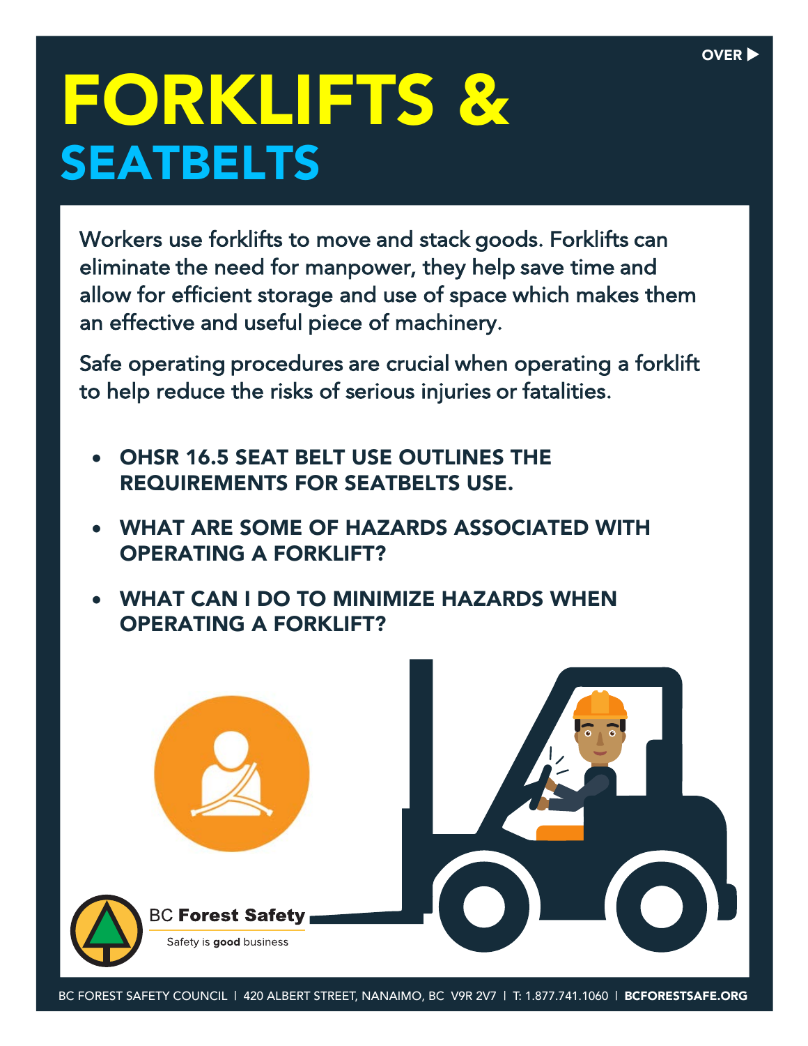OVER ▶

# FORKLIFTS &
## SEATBELTS

Workers use forklifts to move and stack goods. Forklifts can eliminate the need for manpower, they help save time and allow for efficient storage and use of space which makes them an effective and useful piece of machinery.

Safe operating procedures are crucial when operating a forklift to help reduce the risks of serious injuries or fatalities.

- **OHSR 16.5 SEAT BELT USE OUTLINES THE REQUIREMENTS FOR SEATBELTS USE.**
- **WHAT ARE SOME OF HAZARDS ASSOCIATED WITH OPERATING A FORKLIFT?**
- **WHAT CAN I DO TO MINIMIZE HAZARDS WHEN OPERATING A FORKLIFT?**

BC **Forest Safety**

Safety is **good** business

BC FOREST SAFETY COUNCIL | 420 ALBERT STREET, NANAIMO, BC V9R 2V7 | T: 1.877.741.1060 | **BCFORESTSAFE.ORG**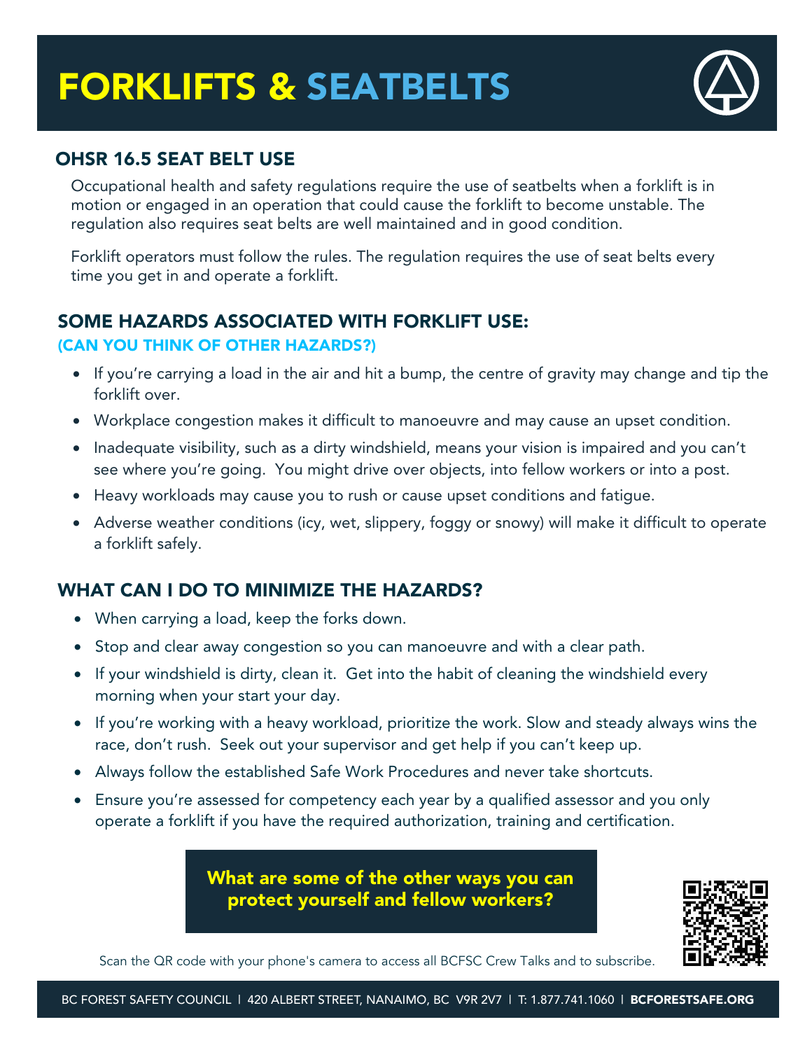# FORKLIFTS & SEATBELTS

## OHSR 16.5 SEAT BELT USE

Occupational health and safety regulations require the use of seatbelts when a forklift is in motion or engaged in an operation that could cause the forklift to become unstable. The regulation also requires seat belts are well maintained and in good condition.

Forklift operators must follow the rules. The regulation requires the use of seat belts every time you get in and operate a forklift.

## SOME HAZARDS ASSOCIATED WITH FORKLIFT USE:

### (CAN YOU THINK OF OTHER HAZARDS?)

- If you're carrying a load in the air and hit a bump, the centre of gravity may change and tip the forklift over.
- Workplace congestion makes it difficult to manoeuvre and may cause an upset condition.
- Inadequate visibility, such as a dirty windshield, means your vision is impaired and you can't see where you're going. You might drive over objects, into fellow workers or into a post.
- Heavy workloads may cause you to rush or cause upset conditions and fatigue.
- Adverse weather conditions (icy, wet, slippery, foggy or snowy) will make it difficult to operate a forklift safely.

## WHAT CAN I DO TO MINIMIZE THE HAZARDS?

- When carrying a load, keep the forks down.
- Stop and clear away congestion so you can manoeuvre and with a clear path.
- If your windshield is dirty, clean it. Get into the habit of cleaning the windshield every morning when your start your day.
- If you're working with a heavy workload, prioritize the work. Slow and steady always wins the race, don't rush. Seek out your supervisor and get help if you can't keep up.
- Always follow the established Safe Work Procedures and never take shortcuts.
- Ensure you're assessed for competency each year by a qualified assessor and you only operate a forklift if you have the required authorization, training and certification.

**What are some of the other ways you can protect yourself and fellow workers?**

Scan the QR code with your phone's camera to access all BCFSC Crew Talks and to subscribe.

BC FOREST SAFETY COUNCIL | 420 ALBERT STREET, NANAIMO, BC V9R 2V7 | T: 1.877.741.1060 | **BCFORESTSAFE.ORG**